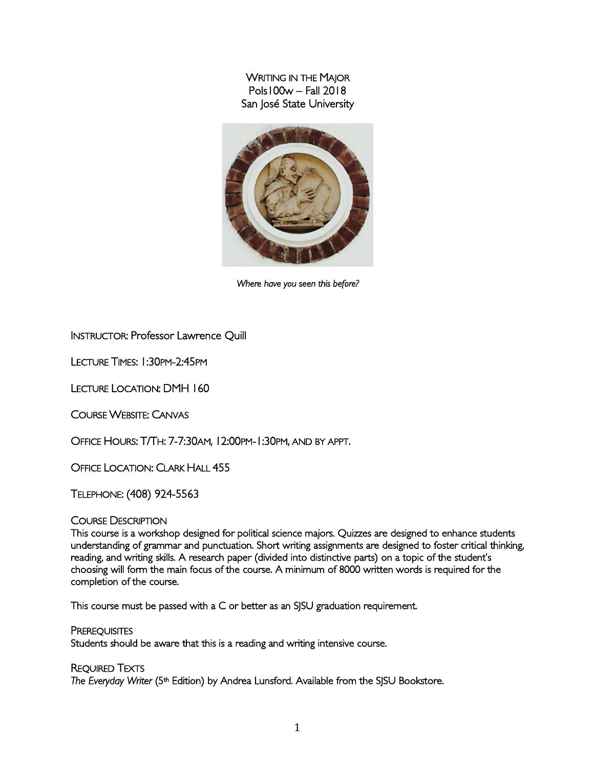# Writing in the Major
Pols100w – Fall 2018
San José State University

*Where have you seen this before?*

Instructor: Professor Lawrence Quill

Lecture Times: 1:30pm-2:45pm

Lecture Location: DMH 160

Course Website: Canvas

Office Hours: T/Th: 7-7:30am, 12:00pm-1:30pm, and by appt.

Office Location: Clark Hall 455

Telephone: (408) 924-5563

## Course Description

This course is a workshop designed for political science majors. Quizzes are designed to enhance students understanding of grammar and punctuation. Short writing assignments are designed to foster critical thinking, reading, and writing skills. A research paper (divided into distinctive parts) on a topic of the student's choosing will form the main focus of the course. A minimum of 8000 written words is required for the completion of the course.

This course must be passed with a C or better as an SJSU graduation requirement.

## Prerequisites

Students should be aware that this is a reading and writing intensive course.

## Required Texts

*The Everyday Writer* (5th Edition) by Andrea Lunsford. Available from the SJSU Bookstore.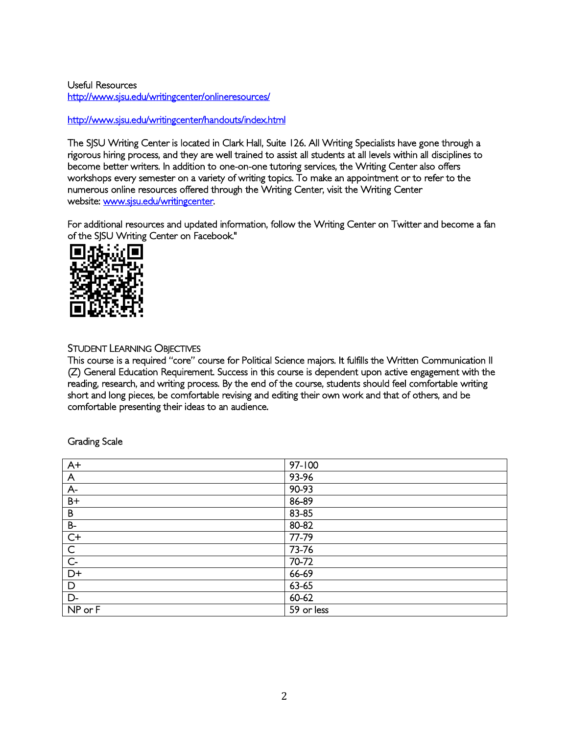Useful Resources

http://www.sjsu.edu/writingcenter/onlineresources/

http://www.sjsu.edu/writingcenter/handouts/index.html

The SJSU Writing Center is located in Clark Hall, Suite 126. All Writing Specialists have gone through a rigorous hiring process, and they are well trained to assist all students at all levels within all disciplines to become better writers. In addition to one-on-one tutoring services, the Writing Center also offers workshops every semester on a variety of writing topics. To make an appointment or to refer to the numerous online resources offered through the Writing Center, visit the Writing Center website: www.sjsu.edu/writingcenter.

For additional resources and updated information, follow the Writing Center on Twitter and become a fan of the SJSU Writing Center on Facebook."

## Student Learning Objectives

This course is a required "core" course for Political Science majors. It fulfills the Written Communication II (Z) General Education Requirement. Success in this course is dependent upon active engagement with the reading, research, and writing process. By the end of the course, students should feel comfortable writing short and long pieces, be comfortable revising and editing their own work and that of others, and be comfortable presenting their ideas to an audience.

Grading Scale

| | |
|---|---|
| A+ | 97-100 |
| A | 93-96 |
| A- | 90-93 |
| B+ | 86-89 |
| B | 83-85 |
| B- | 80-82 |
| C+ | 77-79 |
| C | 73-76 |
| C- | 70-72 |
| D+ | 66-69 |
| D | 63-65 |
| D- | 60-62 |
| NP or F | 59 or less |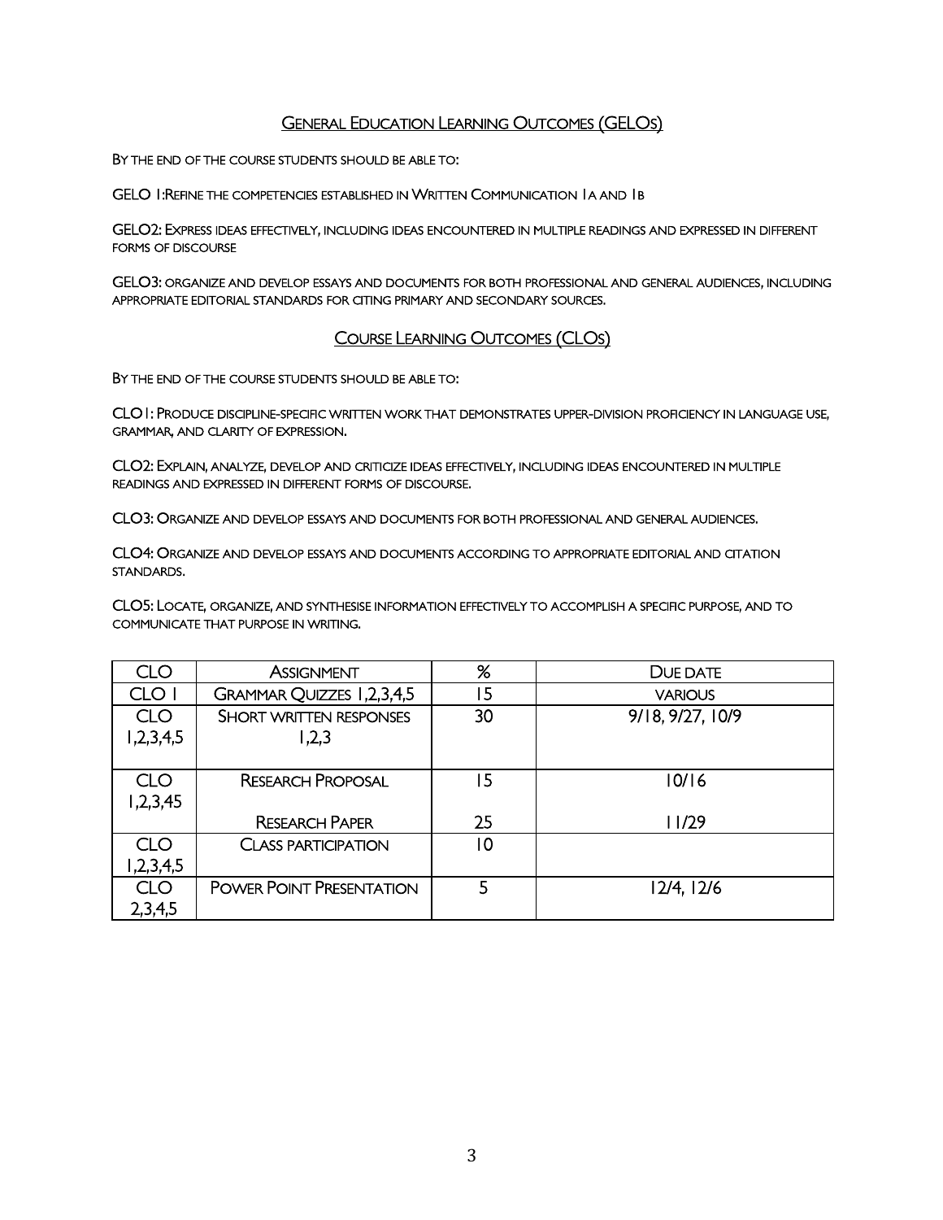## General Education Learning Outcomes (GELOs)

By the end of the course students should be able to:

GELO 1:Refine the competencies established in Written Communication 1a and 1b

GELO2: Express ideas effectively, including ideas encountered in multiple readings and expressed in different forms of discourse

GELO3: organize and develop essays and documents for both professional and general audiences, including appropriate editorial standards for citing primary and secondary sources.

## Course Learning Outcomes (CLOs)

By the end of the course students should be able to:

CLO1: Produce discipline-specific written work that demonstrates upper-division proficiency in language use, grammar, and clarity of expression.

CLO2: Explain, analyze, develop and criticize ideas effectively, including ideas encountered in multiple readings and expressed in different forms of discourse.

CLO3: Organize and develop essays and documents for both professional and general audiences.

CLO4: Organize and develop essays and documents according to appropriate editorial and citation standards.

CLO5: Locate, organize, and synthesise information effectively to accomplish a specific purpose, and to communicate that purpose in writing.

| CLO | Assignment | % | Due date |
|---|---|---|---|
| CLO 1 | Grammar Quizzes 1,2,3,4,5 | 15 | various |
| CLO 1,2,3,4,5 | Short written responses 1,2,3 | 30 | 9/18, 9/27, 10/9 |
| CLO 1,2,3,45 | Research Proposal | 15 | 10/16 |
| | Research Paper | 25 | 11/29 |
| CLO 1,2,3,4,5 | Class participation | 10 | |
| CLO 2,3,4,5 | Power Point Presentation | 5 | 12/4, 12/6 |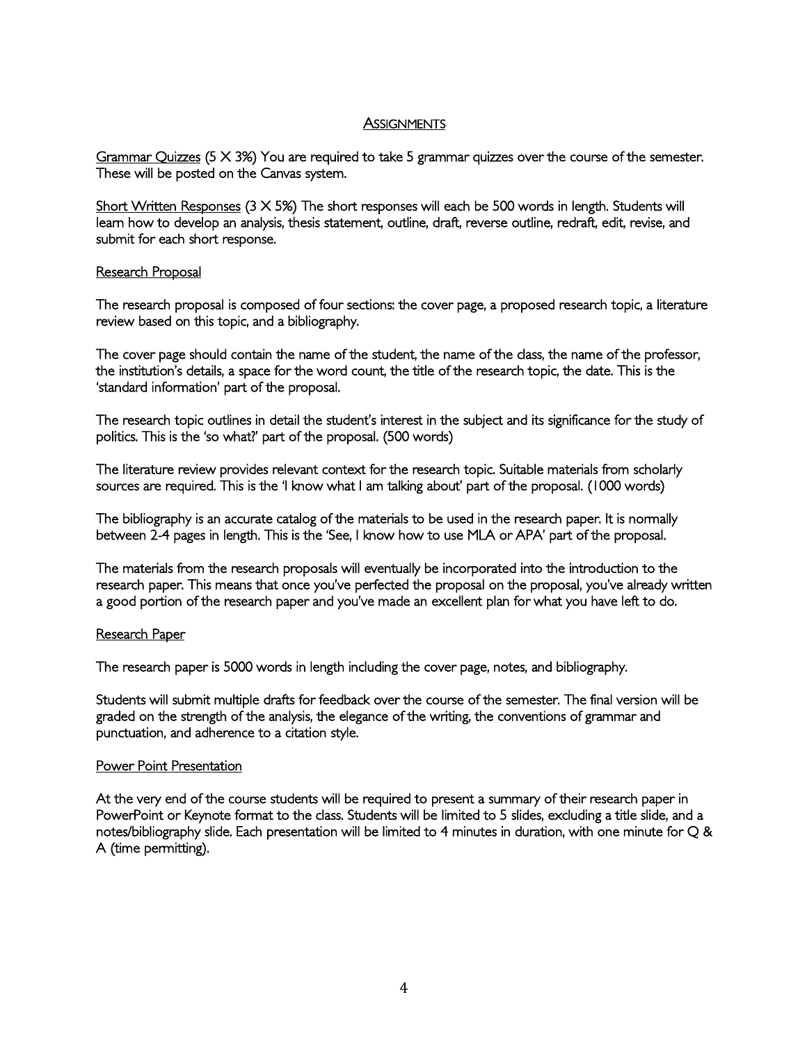## Assignments

Grammar Quizzes (5 X 3%) You are required to take 5 grammar quizzes over the course of the semester. These will be posted on the Canvas system.

Short Written Responses (3 X 5%) The short responses will each be 500 words in length. Students will learn how to develop an analysis, thesis statement, outline, draft, reverse outline, redraft, edit, revise, and submit for each short response.

### Research Proposal

The research proposal is composed of four sections: the cover page, a proposed research topic, a literature review based on this topic, and a bibliography.

The cover page should contain the name of the student, the name of the class, the name of the professor, the institution's details, a space for the word count, the title of the research topic, the date. This is the 'standard information' part of the proposal.

The research topic outlines in detail the student's interest in the subject and its significance for the study of politics. This is the 'so what?' part of the proposal. (500 words)

The literature review provides relevant context for the research topic. Suitable materials from scholarly sources are required. This is the 'I know what I am talking about' part of the proposal. (1000 words)

The bibliography is an accurate catalog of the materials to be used in the research paper. It is normally between 2-4 pages in length. This is the 'See, I know how to use MLA or APA' part of the proposal.

The materials from the research proposals will eventually be incorporated into the introduction to the research paper. This means that once you've perfected the proposal on the proposal, you've already written a good portion of the research paper and you've made an excellent plan for what you have left to do.

### Research Paper

The research paper is 5000 words in length including the cover page, notes, and bibliography.

Students will submit multiple drafts for feedback over the course of the semester. The final version will be graded on the strength of the analysis, the elegance of the writing, the conventions of grammar and punctuation, and adherence to a citation style.

### Power Point Presentation

At the very end of the course students will be required to present a summary of their research paper in PowerPoint or Keynote format to the class. Students will be limited to 5 slides, excluding a title slide, and a notes/bibliography slide. Each presentation will be limited to 4 minutes in duration, with one minute for Q & A (time permitting).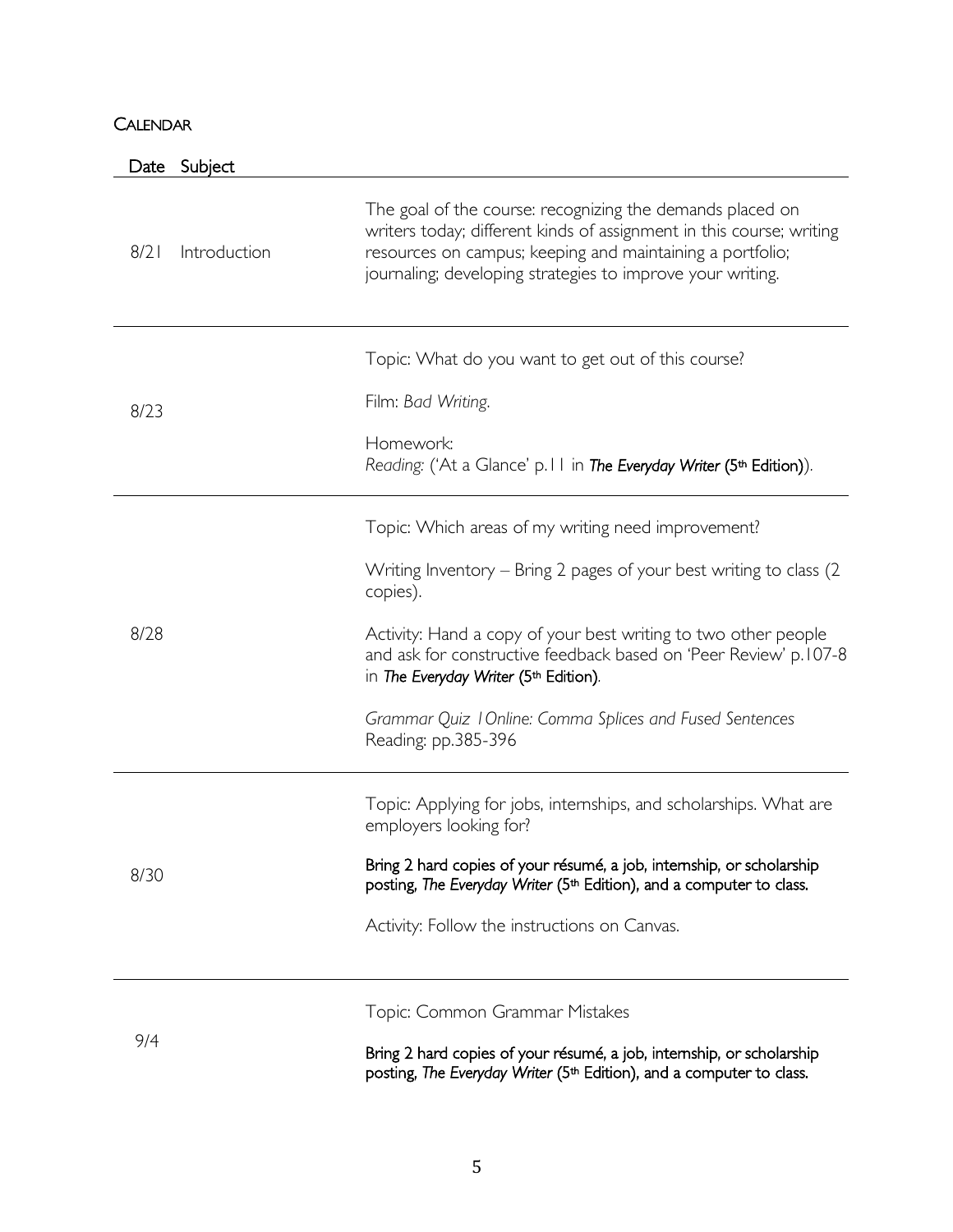## Calendar

| Date | Subject | |
|---|---|---|
| 8/21 | Introduction | The goal of the course: recognizing the demands placed on writers today; different kinds of assignment in this course; writing resources on campus; keeping and maintaining a portfolio; journaling; developing strategies to improve your writing. |
| 8/23 | | Topic: What do you want to get out of this course?<br><br>Film: *Bad Writing*.<br><br>Homework:<br>*Reading:* ('At a Glance' p.11 in ***The Everyday Writer*** **(5th Edition)**). |
| 8/28 | | Topic: Which areas of my writing need improvement?<br><br>Writing Inventory – Bring 2 pages of your best writing to class (2 copies).<br><br>Activity: Hand a copy of your best writing to two other people and ask for constructive feedback based on 'Peer Review' p.107-8 in ***The Everyday Writer*** **(5th Edition)**.<br><br>*Grammar Quiz 1Online: Comma Splices and Fused Sentences*<br>Reading: pp.385-396 |
| 8/30 | | Topic: Applying for jobs, internships, and scholarships. What are employers looking for?<br><br>**Bring 2 hard copies of your résumé, a job, internship, or scholarship posting, *The Everyday Writer* (5th Edition), and a computer to class.**<br><br>Activity: Follow the instructions on Canvas. |
| 9/4 | | Topic: Common Grammar Mistakes<br><br>**Bring 2 hard copies of your résumé, a job, internship, or scholarship posting, *The Everyday Writer* (5th Edition), and a computer to class.** |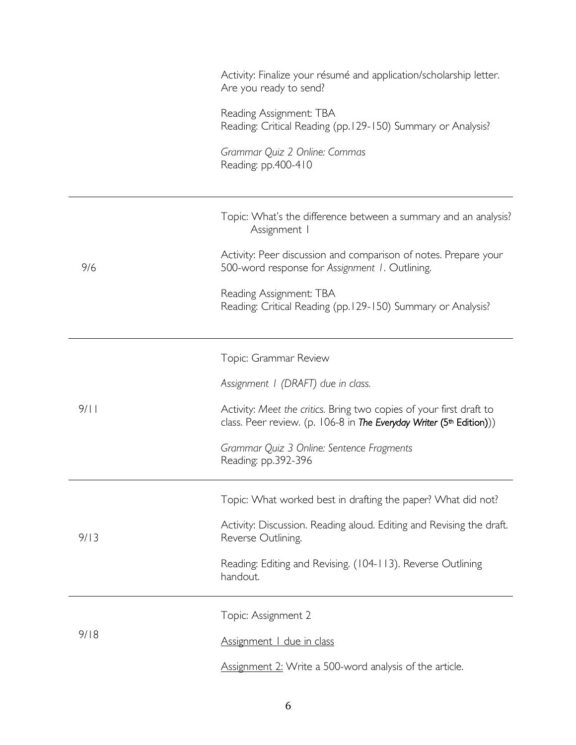| | |
|---|---|
| | Activity: Finalize your résumé and application/scholarship letter. Are you ready to send?<br><br>Reading Assignment: TBA<br>Reading: Critical Reading (pp.129-150) Summary or Analysis?<br><br>*Grammar Quiz 2 Online: Commas*<br>Reading: pp.400-410 |
| 9/6 | Topic: What's the difference between a summary and an analysis? Assignment 1<br><br>Activity: Peer discussion and comparison of notes. Prepare your 500-word response for *Assignment 1*. Outlining.<br><br>Reading Assignment: TBA<br>Reading: Critical Reading (pp.129-150) Summary or Analysis? |
| 9/11 | Topic: Grammar Review<br><br>*Assignment 1 (DRAFT) due in class.*<br><br>Activity: *Meet the critics.* Bring two copies of your first draft to class. Peer review. (p. 106-8 in ***The Everyday Writer* (5th Edition)**))<br><br>*Grammar Quiz 3 Online: Sentence Fragments*<br>Reading: pp.392-396 |
| 9/13 | Topic: What worked best in drafting the paper? What did not?<br><br>Activity: Discussion. Reading aloud. Editing and Revising the draft. Reverse Outlining.<br><br>Reading: Editing and Revising. (104-113). Reverse Outlining handout. |
| 9/18 | Topic: Assignment 2<br><br><u>Assignment 1 due in class</u><br><br><u>Assignment 2:</u> Write a 500-word analysis of the article. |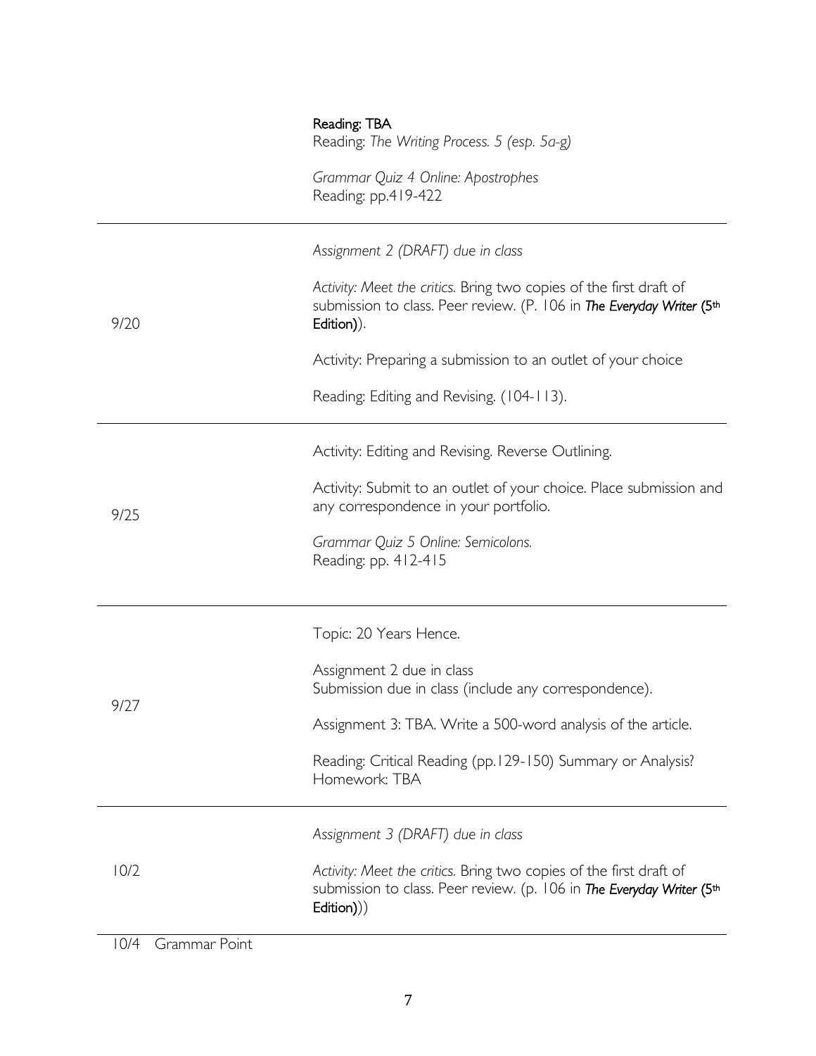| | |
|---|---|
| | **Reading: TBA**<br>Reading: *The Writing Process. 5 (esp. 5a-g)*<br><br>*Grammar Quiz 4 Online: Apostrophes*<br>Reading: pp.419-422 |
| 9/20 | *Assignment 2 (DRAFT) due in class*<br><br>*Activity: Meet the critics.* Bring two copies of the first draft of submission to class. Peer review. (P. 106 in ***The Everyday Writer* (5th Edition)**).<br><br>Activity: Preparing a submission to an outlet of your choice<br><br>Reading: Editing and Revising. (104-113). |
| 9/25 | Activity: Editing and Revising. Reverse Outlining.<br><br>Activity: Submit to an outlet of your choice. Place submission and any correspondence in your portfolio.<br><br>*Grammar Quiz 5 Online: Semicolons.*<br>Reading: pp. 412-415 |
| 9/27 | Topic: 20 Years Hence.<br><br>Assignment 2 due in class<br>Submission due in class (include any correspondence).<br><br>Assignment 3: TBA. Write a 500-word analysis of the article.<br><br>Reading: Critical Reading (pp.129-150) Summary or Analysis?<br>Homework: TBA |
| 10/2 | *Assignment 3 (DRAFT) due in class*<br><br>*Activity: Meet the critics.* Bring two copies of the first draft of submission to class. Peer review. (p. 106 in ***The Everyday Writer* (5th Edition)**)) |

10/4 Grammar Point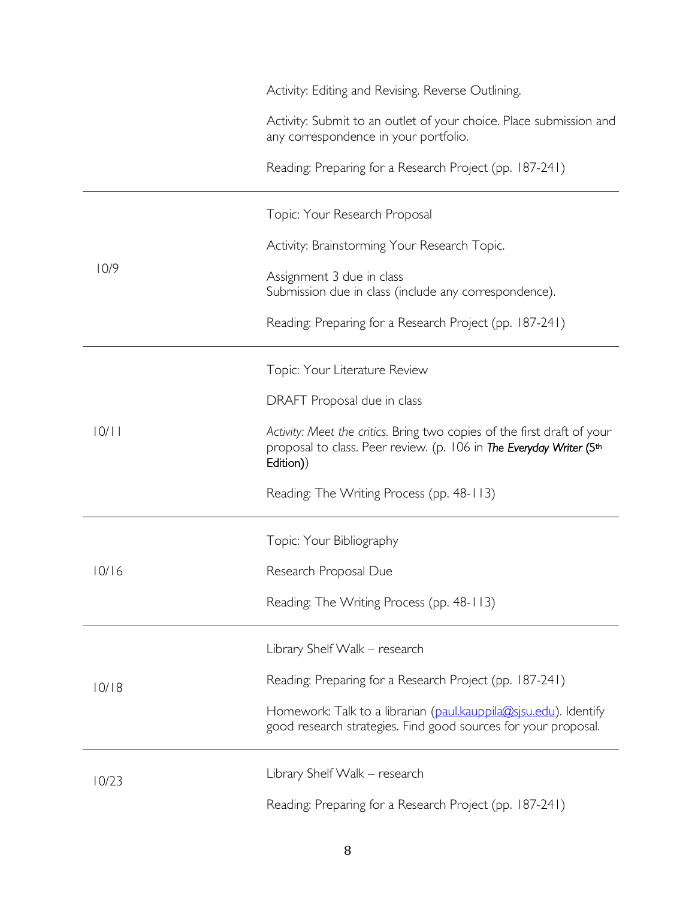| | |
|---|---|
| | Activity: Editing and Revising. Reverse Outlining.<br><br>Activity: Submit to an outlet of your choice. Place submission and any correspondence in your portfolio.<br><br>Reading: Preparing for a Research Project (pp. 187-241) |
| 10/9 | Topic: Your Research Proposal<br><br>Activity: Brainstorming Your Research Topic.<br><br>Assignment 3 due in class<br>Submission due in class (include any correspondence).<br><br>Reading: Preparing for a Research Project (pp. 187-241) |
| 10/11 | Topic: Your Literature Review<br><br>DRAFT Proposal due in class<br><br>*Activity: Meet the critics.* Bring two copies of the first draft of your proposal to class. Peer review. (p. 106 in ***The Everyday Writer* (5th Edition)**)<br><br>Reading: The Writing Process (pp. 48-113) |
| 10/16 | Topic: Your Bibliography<br><br>Research Proposal Due<br><br>Reading: The Writing Process (pp. 48-113) |
| 10/18 | Library Shelf Walk – research<br><br>Reading: Preparing for a Research Project (pp. 187-241)<br><br>Homework: Talk to a librarian (paul.kauppila@sjsu.edu). Identify good research strategies. Find good sources for your proposal. |
| 10/23 | Library Shelf Walk – research<br><br>Reading: Preparing for a Research Project (pp. 187-241) |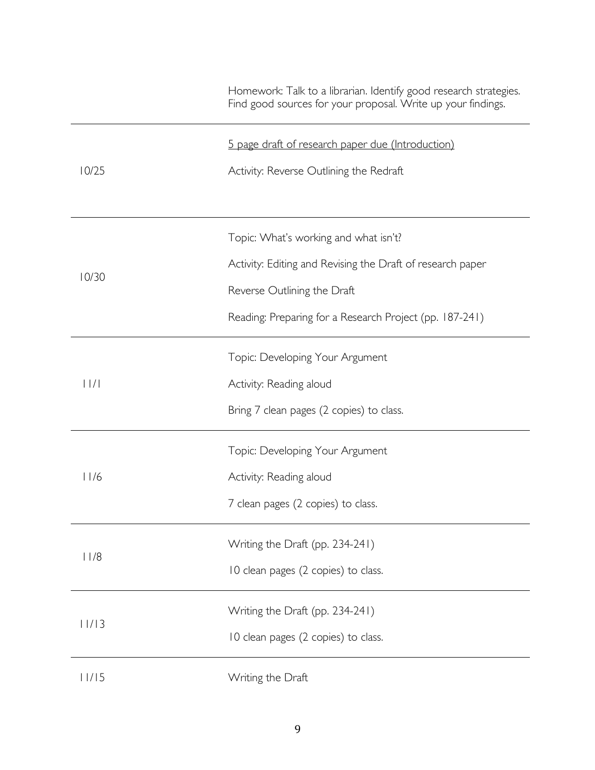| | |
|---|---|
| | Homework: Talk to a librarian. Identify good research strategies. Find good sources for your proposal. Write up your findings. |
| 10/25 | <u>5 page draft of research paper due (Introduction)</u><br><br>Activity: Reverse Outlining the Redraft |
| 10/30 | Topic: What's working and what isn't?<br><br>Activity: Editing and Revising the Draft of research paper<br><br>Reverse Outlining the Draft<br><br>Reading: Preparing for a Research Project (pp. 187-241) |
| 11/1 | Topic: Developing Your Argument<br><br>Activity: Reading aloud<br><br>Bring 7 clean pages (2 copies) to class. |
| 11/6 | Topic: Developing Your Argument<br><br>Activity: Reading aloud<br><br>7 clean pages (2 copies) to class. |
| 11/8 | Writing the Draft (pp. 234-241)<br><br>10 clean pages (2 copies) to class. |
| 11/13 | Writing the Draft (pp. 234-241)<br><br>10 clean pages (2 copies) to class. |
| 11/15 | Writing the Draft |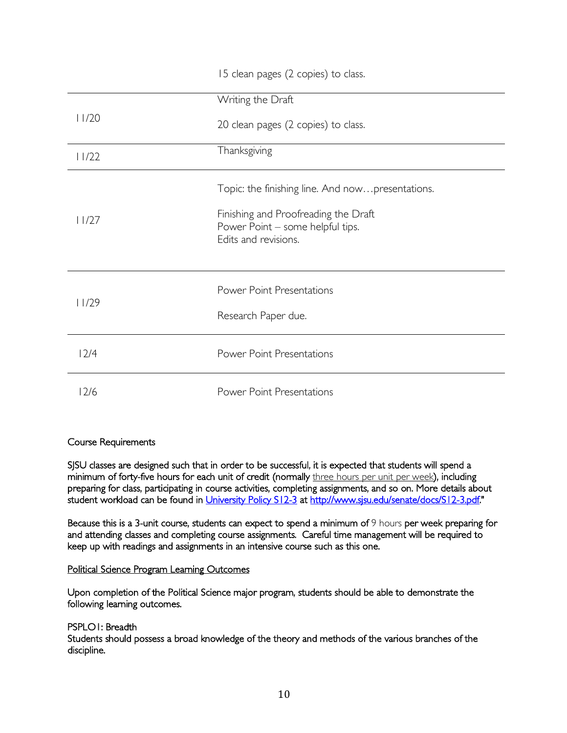| | |
|---|---|
| | 15 clean pages (2 copies) to class. |
| 11/20 | Writing the Draft<br><br>20 clean pages (2 copies) to class. |
| 11/22 | Thanksgiving |
| 11/27 | Topic: the finishing line. And now…presentations.<br><br>Finishing and Proofreading the Draft<br>Power Point – some helpful tips.<br>Edits and revisions. |
| 11/29 | Power Point Presentations<br><br>Research Paper due. |
| 12/4 | Power Point Presentations |
| 12/6 | Power Point Presentations |

Course Requirements

SJSU classes are designed such that in order to be successful, it is expected that students will spend a minimum of forty-five hours for each unit of credit (normally three hours per unit per week), including preparing for class, participating in course activities, completing assignments, and so on. More details about student workload can be found in [University Policy S12-3](http://www.sjsu.edu/senate/docs/S12-3.pdf) at http://www.sjsu.edu/senate/docs/S12-3.pdf."

Because this is a 3-unit course, students can expect to spend a minimum of 9 hours per week preparing for and attending classes and completing course assignments. Careful time management will be required to keep up with readings and assignments in an intensive course such as this one.

Political Science Program Learning Outcomes

Upon completion of the Political Science major program, students should be able to demonstrate the following learning outcomes.

PSPLO1: Breadth
Students should possess a broad knowledge of the theory and methods of the various branches of the discipline.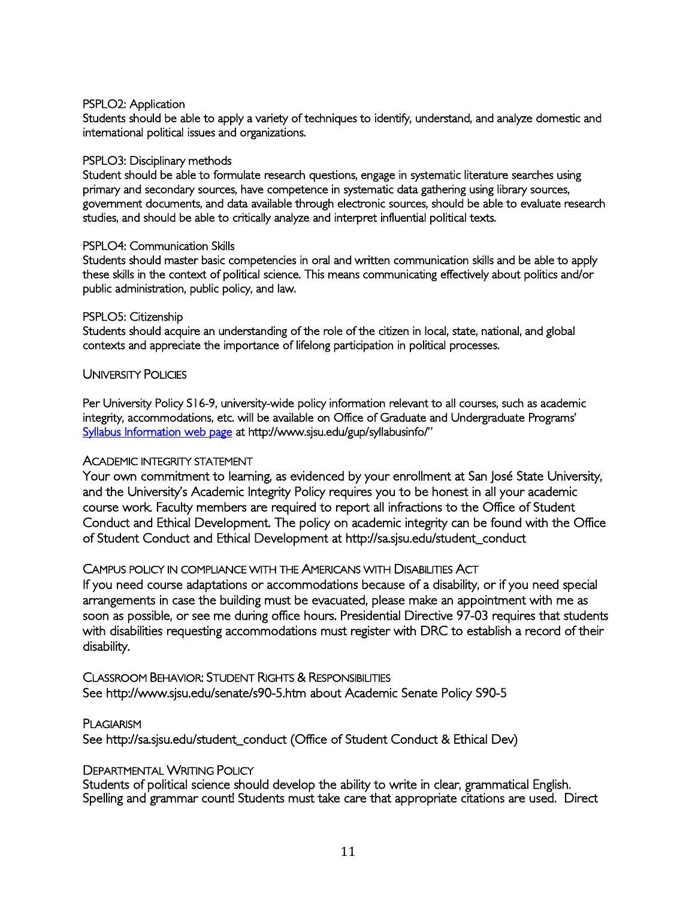PSPLO2: Application
Students should be able to apply a variety of techniques to identify, understand, and analyze domestic and international political issues and organizations.

PSPLO3: Disciplinary methods
Student should be able to formulate research questions, engage in systematic literature searches using primary and secondary sources, have competence in systematic data gathering using library sources, government documents, and data available through electronic sources, should be able to evaluate research studies, and should be able to critically analyze and interpret influential political texts.

PSPLO4: Communication Skills
Students should master basic competencies in oral and written communication skills and be able to apply these skills in the context of political science. This means communicating effectively about politics and/or public administration, public policy, and law.

PSPLO5: Citizenship
Students should acquire an understanding of the role of the citizen in local, state, national, and global contexts and appreciate the importance of lifelong participation in political processes.

## University Policies

Per University Policy S16-9, university-wide policy information relevant to all courses, such as academic integrity, accommodations, etc. will be available on Office of Graduate and Undergraduate Programs' [Syllabus Information web page](http://www.sjsu.edu/gup/syllabusinfo/) at http://www.sjsu.edu/gup/syllabusinfo/"

### Academic Integrity Statement

Your own commitment to learning, as evidenced by your enrollment at San José State University, and the University's Academic Integrity Policy requires you to be honest in all your academic course work. Faculty members are required to report all infractions to the Office of Student Conduct and Ethical Development. The policy on academic integrity can be found with the Office of Student Conduct and Ethical Development at http://sa.sjsu.edu/student_conduct

### Campus policy in compliance with the Americans with Disabilities Act

If you need course adaptations or accommodations because of a disability, or if you need special arrangements in case the building must be evacuated, please make an appointment with me as soon as possible, or see me during office hours. Presidential Directive 97-03 requires that students with disabilities requesting accommodations must register with DRC to establish a record of their disability.

### Classroom Behavior: Student Rights & Responsibilities

See http://www.sjsu.edu/senate/s90-5.htm about Academic Senate Policy S90-5

### Plagiarism

See http://sa.sjsu.edu/student_conduct (Office of Student Conduct & Ethical Dev)

### Departmental Writing Policy

Students of political science should develop the ability to write in clear, grammatical English. Spelling and grammar count! Students must take care that appropriate citations are used. Direct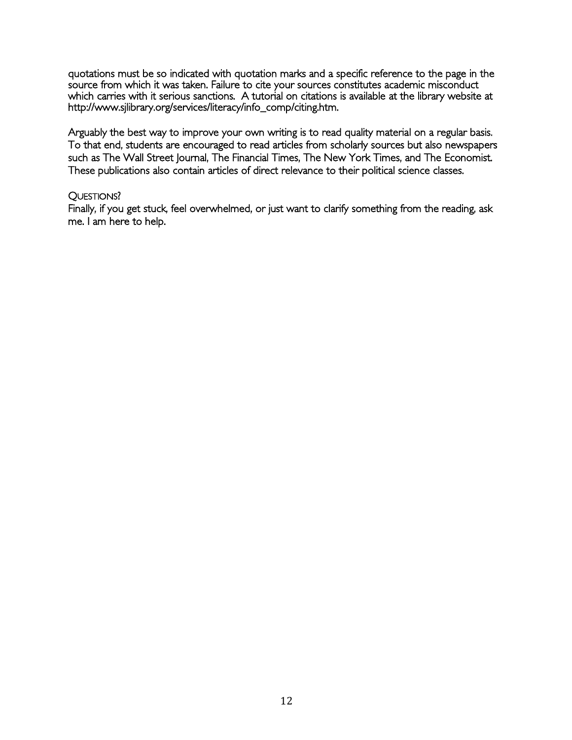quotations must be so indicated with quotation marks and a specific reference to the page in the source from which it was taken. Failure to cite your sources constitutes academic misconduct which carries with it serious sanctions. A tutorial on citations is available at the library website at http://www.sjlibrary.org/services/literacy/info_comp/citing.htm.

Arguably the best way to improve your own writing is to read quality material on a regular basis. To that end, students are encouraged to read articles from scholarly sources but also newspapers such as The Wall Street Journal, The Financial Times, The New York Times, and The Economist. These publications also contain articles of direct relevance to their political science classes.

### QUESTIONS?

Finally, if you get stuck, feel overwhelmed, or just want to clarify something from the reading, ask me. I am here to help.